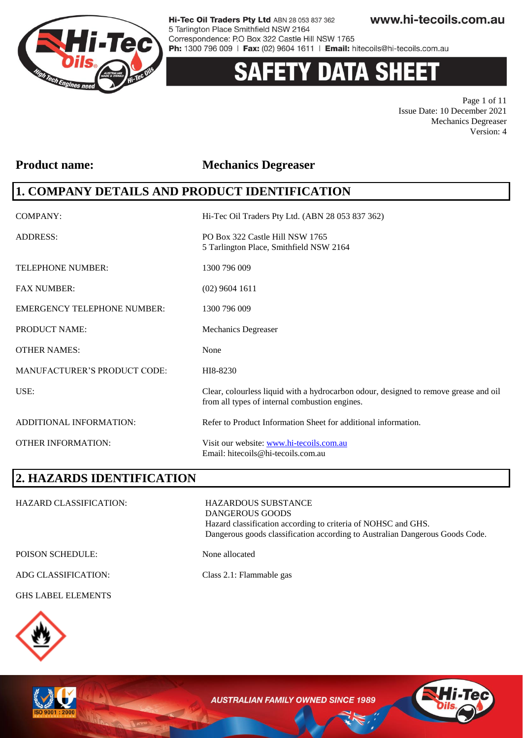# SAFETY DATA SHEET

Page 1 of 11
Issue Date: 10 December 2021
Mechanics Degreaser
Version: 4

**Product name:** **Mechanics Degreaser**

## 1. COMPANY DETAILS AND PRODUCT IDENTIFICATION

| | |
|---|---|
| COMPANY: | Hi-Tec Oil Traders Pty Ltd. (ABN 28 053 837 362) |
| ADDRESS: | PO Box 322 Castle Hill NSW 1765<br>5 Tarlington Place, Smithfield NSW 2164 |
| TELEPHONE NUMBER: | 1300 796 009 |
| FAX NUMBER: | (02) 9604 1611 |
| EMERGENCY TELEPHONE NUMBER: | 1300 796 009 |
| PRODUCT NAME: | Mechanics Degreaser |
| OTHER NAMES: | None |
| MANUFACTURER'S PRODUCT CODE: | HI8-8230 |
| USE: | Clear, colourless liquid with a hydrocarbon odour, designed to remove grease and oil from all types of internal combustion engines. |
| ADDITIONAL INFORMATION: | Refer to Product Information Sheet for additional information. |
| OTHER INFORMATION: | Visit our website: www.hi-tecoils.com.au<br>Email: hitecoils@hi-tecoils.com.au |

## 2. HAZARDS IDENTIFICATION

| | |
|---|---|
| HAZARD CLASSIFICATION: | HAZARDOUS SUBSTANCE<br>DANGEROUS GOODS<br>Hazard classification according to criteria of NOHSC and GHS.<br>Dangerous goods classification according to Australian Dangerous Goods Code. |
| POISON SCHEDULE: | None allocated |
| ADG CLASSIFICATION: | Class 2.1: Flammable gas |

GHS LABEL ELEMENTS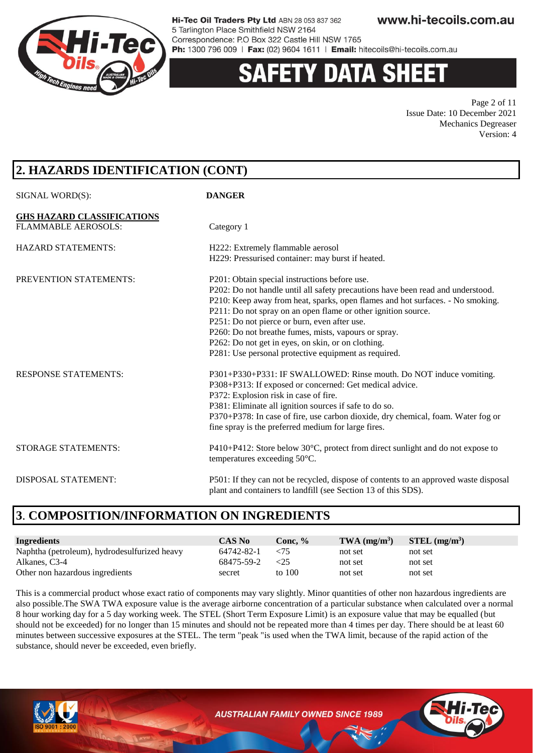## 2. HAZARDS IDENTIFICATION (CONT)

SIGNAL WORD(S): **DANGER**

**GHS HAZARD CLASSIFICATIONS**

FLAMMABLE AEROSOLS: Category 1

HAZARD STATEMENTS:
H222: Extremely flammable aerosol
H229: Pressurised container: may burst if heated.

PREVENTION STATEMENTS:
P201: Obtain special instructions before use.
P202: Do not handle until all safety precautions have been read and understood.
P210: Keep away from heat, sparks, open flames and hot surfaces. - No smoking.
P211: Do not spray on an open flame or other ignition source.
P251: Do not pierce or burn, even after use.
P260: Do not breathe fumes, mists, vapours or spray.
P262: Do not get in eyes, on skin, or on clothing.
P281: Use personal protective equipment as required.

RESPONSE STATEMENTS:
P301+P330+P331: IF SWALLOWED: Rinse mouth. Do NOT induce vomiting.
P308+P313: If exposed or concerned: Get medical advice.
P372: Explosion risk in case of fire.
P381: Eliminate all ignition sources if safe to do so.
P370+P378: In case of fire, use carbon dioxide, dry chemical, foam. Water fog or fine spray is the preferred medium for large fires.

STORAGE STATEMENTS:
P410+P412: Store below 30°C, protect from direct sunlight and do not expose to temperatures exceeding 50°C.

DISPOSAL STATEMENT:
P501: If they can not be recycled, dispose of contents to an approved waste disposal plant and containers to landfill (see Section 13 of this SDS).

## 3. COMPOSITION/INFORMATION ON INGREDIENTS

| Ingredients | CAS No | Conc, % | TWA ($mg/m^3$) | STEL ($mg/m^3$) |
|---|---|---|---|---|
| Naphtha (petroleum), hydrodesulfurized heavy | 64742-82-1 | <75 | not set | not set |
| Alkanes, C3-4 | 68475-59-2 | <25 | not set | not set |
| Other non hazardous ingredients | secret | to 100 | not set | not set |

This is a commercial product whose exact ratio of components may vary slightly. Minor quantities of other non hazardous ingredients are also possible.The SWA TWA exposure value is the average airborne concentration of a particular substance when calculated over a normal 8 hour working day for a 5 day working week. The STEL (Short Term Exposure Limit) is an exposure value that may be equalled (but should not be exceeded) for no longer than 15 minutes and should not be repeated more than 4 times per day. There should be at least 60 minutes between successive exposures at the STEL. The term "peak "is used when the TWA limit, because of the rapid action of the substance, should never be exceeded, even briefly.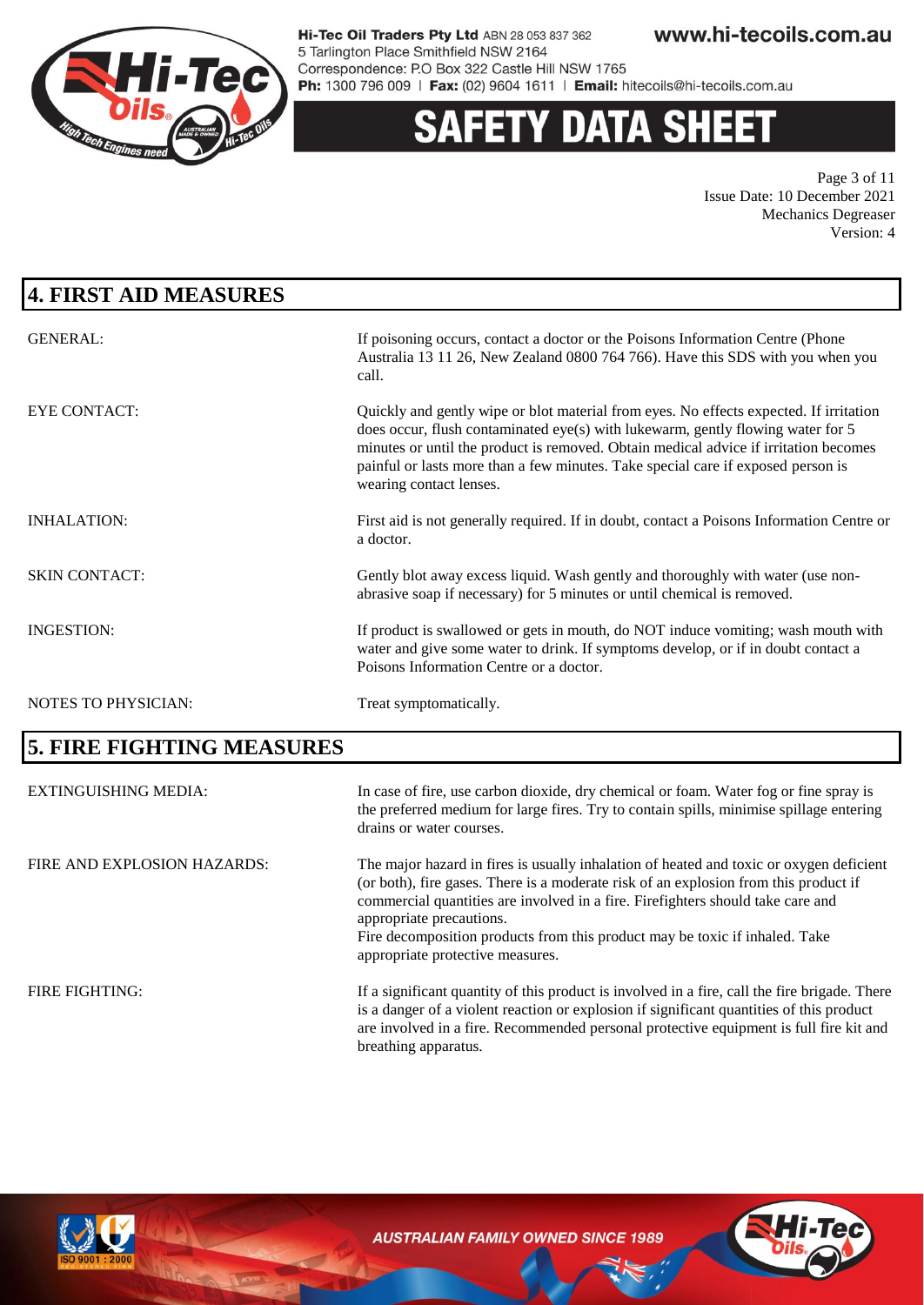## 4. FIRST AID MEASURES

| | |
|---|---|
| GENERAL: | If poisoning occurs, contact a doctor or the Poisons Information Centre (Phone Australia 13 11 26, New Zealand 0800 764 766). Have this SDS with you when you call. |
| EYE CONTACT: | Quickly and gently wipe or blot material from eyes. No effects expected. If irritation does occur, flush contaminated eye(s) with lukewarm, gently flowing water for 5 minutes or until the product is removed. Obtain medical advice if irritation becomes painful or lasts more than a few minutes. Take special care if exposed person is wearing contact lenses. |
| INHALATION: | First aid is not generally required. If in doubt, contact a Poisons Information Centre or a doctor. |
| SKIN CONTACT: | Gently blot away excess liquid. Wash gently and thoroughly with water (use non-abrasive soap if necessary) for 5 minutes or until chemical is removed. |
| INGESTION: | If product is swallowed or gets in mouth, do NOT induce vomiting; wash mouth with water and give some water to drink. If symptoms develop, or if in doubt contact a Poisons Information Centre or a doctor. |
| NOTES TO PHYSICIAN: | Treat symptomatically. |

## 5. FIRE FIGHTING MEASURES

| | |
|---|---|
| EXTINGUISHING MEDIA: | In case of fire, use carbon dioxide, dry chemical or foam. Water fog or fine spray is the preferred medium for large fires. Try to contain spills, minimise spillage entering drains or water courses. |
| FIRE AND EXPLOSION HAZARDS: | The major hazard in fires is usually inhalation of heated and toxic or oxygen deficient (or both), fire gases. There is a moderate risk of an explosion from this product if commercial quantities are involved in a fire. Firefighters should take care and appropriate precautions.<br>Fire decomposition products from this product may be toxic if inhaled. Take appropriate protective measures. |
| FIRE FIGHTING: | If a significant quantity of this product is involved in a fire, call the fire brigade. There is a danger of a violent reaction or explosion if significant quantities of this product are involved in a fire. Recommended personal protective equipment is full fire kit and breathing apparatus. |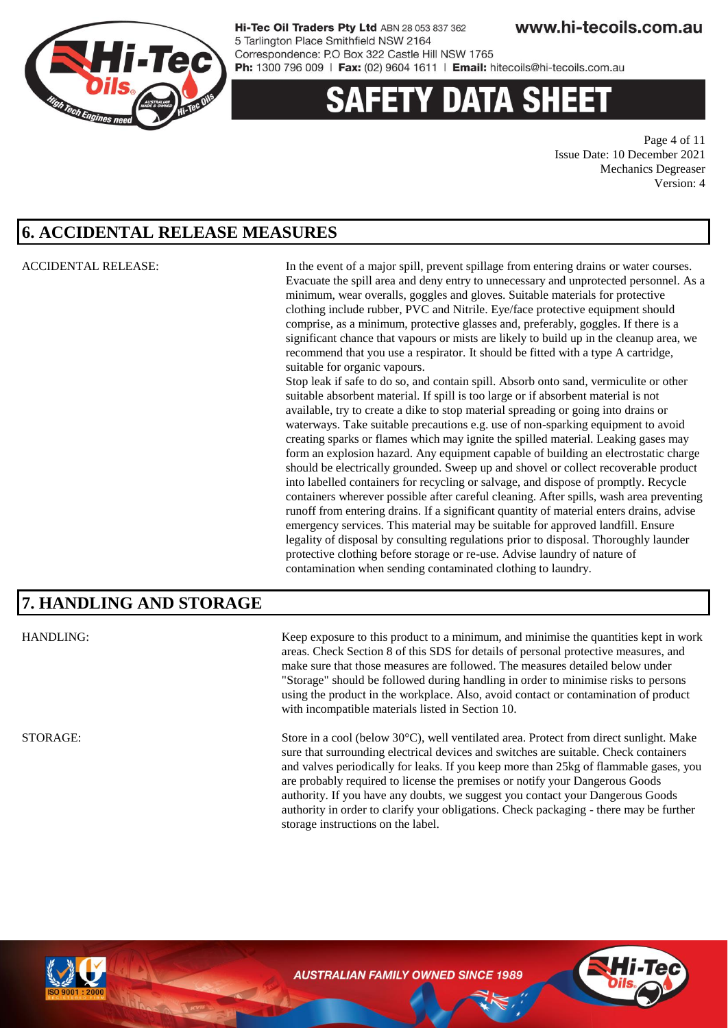## 6. ACCIDENTAL RELEASE MEASURES

ACCIDENTAL RELEASE:

In the event of a major spill, prevent spillage from entering drains or water courses. Evacuate the spill area and deny entry to unnecessary and unprotected personnel. As a minimum, wear overalls, goggles and gloves. Suitable materials for protective clothing include rubber, PVC and Nitrile. Eye/face protective equipment should comprise, as a minimum, protective glasses and, preferably, goggles. If there is a significant chance that vapours or mists are likely to build up in the cleanup area, we recommend that you use a respirator. It should be fitted with a type A cartridge, suitable for organic vapours.

Stop leak if safe to do so, and contain spill. Absorb onto sand, vermiculite or other suitable absorbent material. If spill is too large or if absorbent material is not available, try to create a dike to stop material spreading or going into drains or waterways. Take suitable precautions e.g. use of non-sparking equipment to avoid creating sparks or flames which may ignite the spilled material. Leaking gases may form an explosion hazard. Any equipment capable of building an electrostatic charge should be electrically grounded. Sweep up and shovel or collect recoverable product into labelled containers for recycling or salvage, and dispose of promptly. Recycle containers wherever possible after careful cleaning. After spills, wash area preventing runoff from entering drains. If a significant quantity of material enters drains, advise emergency services. This material may be suitable for approved landfill. Ensure legality of disposal by consulting regulations prior to disposal. Thoroughly launder protective clothing before storage or re-use. Advise laundry of nature of contamination when sending contaminated clothing to laundry.

## 7. HANDLING AND STORAGE

HANDLING:

Keep exposure to this product to a minimum, and minimise the quantities kept in work areas. Check Section 8 of this SDS for details of personal protective measures, and make sure that those measures are followed. The measures detailed below under "Storage" should be followed during handling in order to minimise risks to persons using the product in the workplace. Also, avoid contact or contamination of product with incompatible materials listed in Section 10.

STORAGE:

Store in a cool (below 30°C), well ventilated area. Protect from direct sunlight. Make sure that surrounding electrical devices and switches are suitable. Check containers and valves periodically for leaks. If you keep more than 25kg of flammable gases, you are probably required to license the premises or notify your Dangerous Goods authority. If you have any doubts, we suggest you contact your Dangerous Goods authority in order to clarify your obligations. Check packaging - there may be further storage instructions on the label.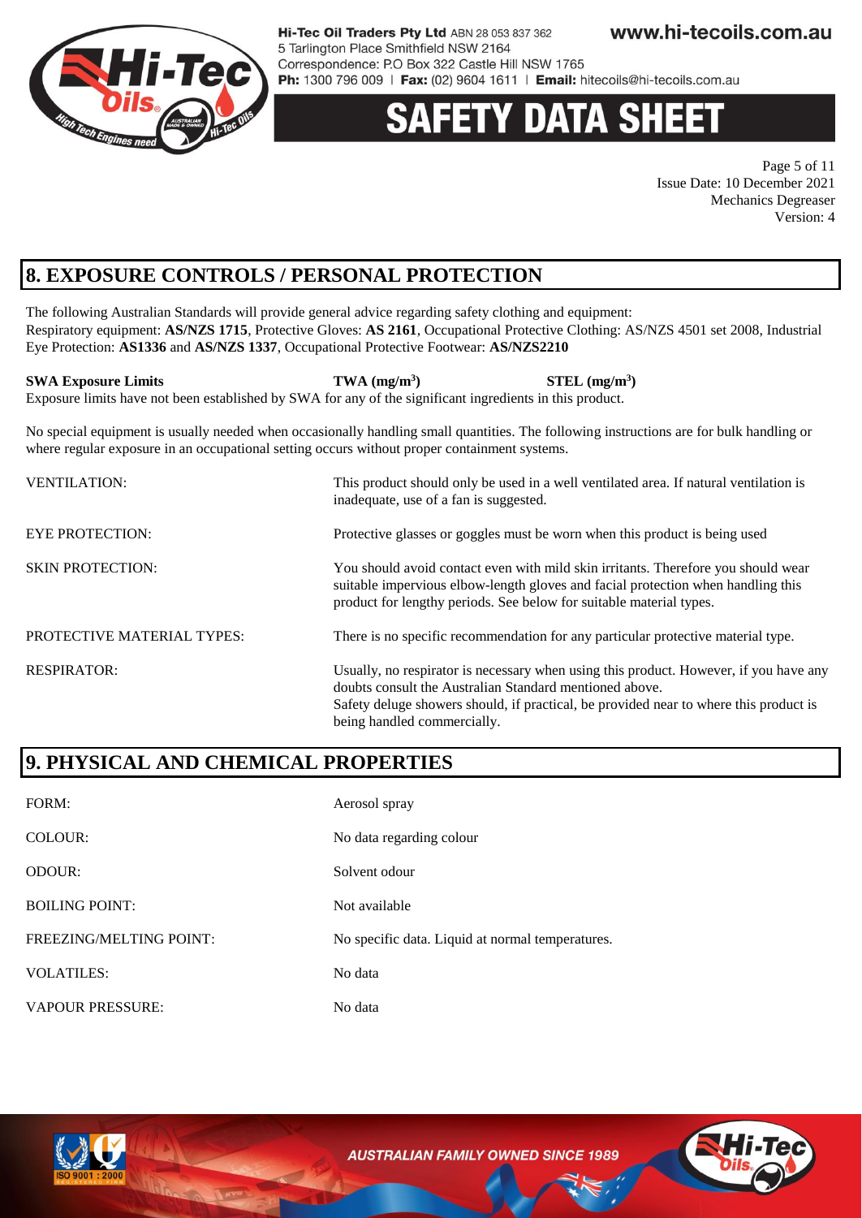## 8. EXPOSURE CONTROLS / PERSONAL PROTECTION

The following Australian Standards will provide general advice regarding safety clothing and equipment:
Respiratory equipment: **AS/NZS 1715**, Protective Gloves: **AS 2161**, Occupational Protective Clothing: AS/NZS 4501 set 2008, Industrial Eye Protection: **AS1336** and **AS/NZS 1337**, Occupational Protective Footwear: **AS/NZS2210**

| **SWA Exposure Limits** | **TWA ($mg/m^3$)** | **STEL ($mg/m^3$)** |
| --- | --- | --- |

Exposure limits have not been established by SWA for any of the significant ingredients in this product.

No special equipment is usually needed when occasionally handling small quantities. The following instructions are for bulk handling or where regular exposure in an occupational setting occurs without proper containment systems.

| | |
| --- | --- |
| VENTILATION: | This product should only be used in a well ventilated area. If natural ventilation is inadequate, use of a fan is suggested. |
| EYE PROTECTION: | Protective glasses or goggles must be worn when this product is being used |
| SKIN PROTECTION: | You should avoid contact even with mild skin irritants. Therefore you should wear suitable impervious elbow-length gloves and facial protection when handling this product for lengthy periods. See below for suitable material types. |
| PROTECTIVE MATERIAL TYPES: | There is no specific recommendation for any particular protective material type. |
| RESPIRATOR: | Usually, no respirator is necessary when using this product. However, if you have any doubts consult the Australian Standard mentioned above. Safety deluge showers should, if practical, be provided near to where this product is being handled commercially. |

## 9. PHYSICAL AND CHEMICAL PROPERTIES

| | |
| --- | --- |
| FORM: | Aerosol spray |
| COLOUR: | No data regarding colour |
| ODOUR: | Solvent odour |
| BOILING POINT: | Not available |
| FREEZING/MELTING POINT: | No specific data. Liquid at normal temperatures. |
| VOLATILES: | No data |
| VAPOUR PRESSURE: | No data |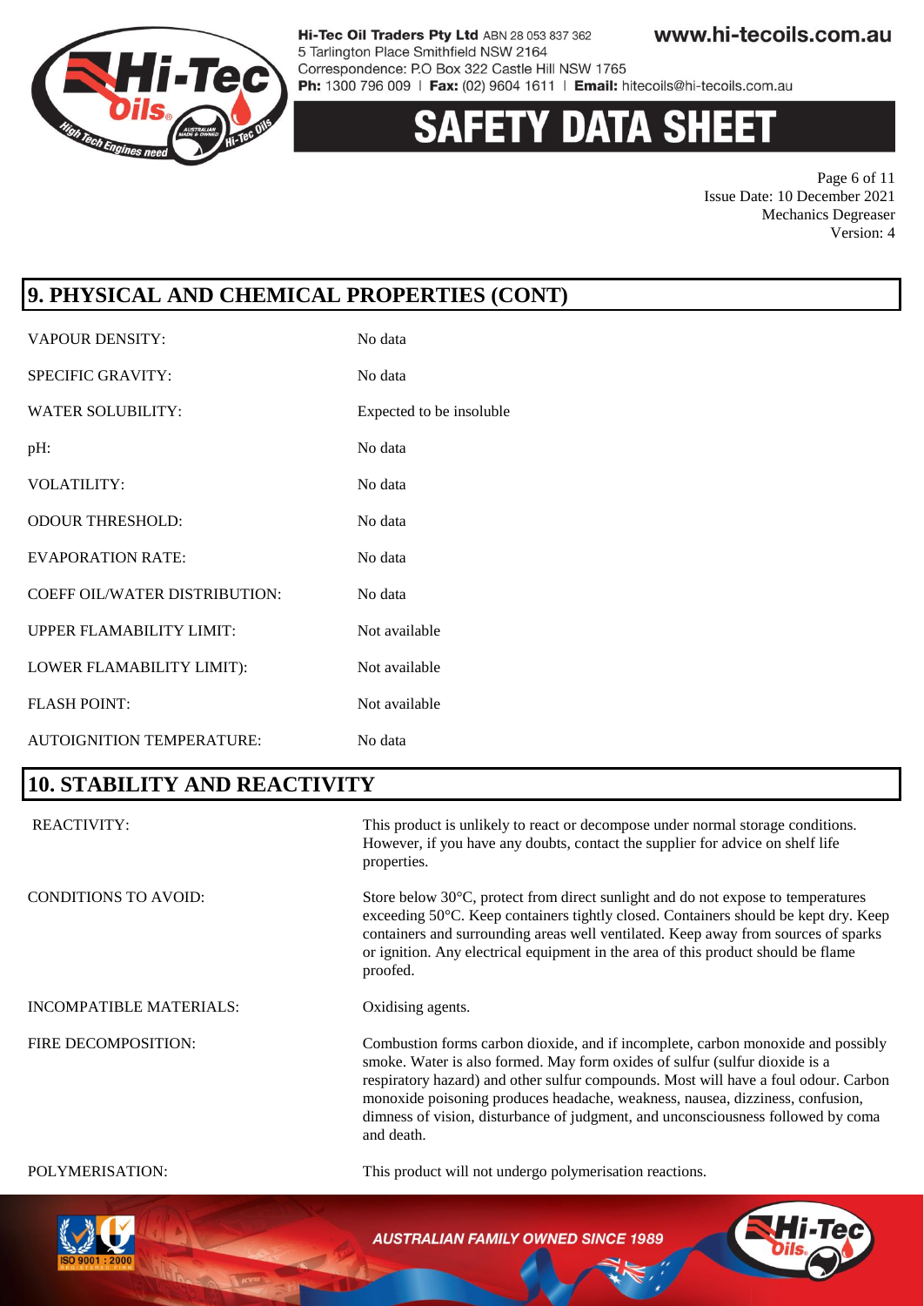## 9. PHYSICAL AND CHEMICAL PROPERTIES (CONT)

| | |
|---|---|
| VAPOUR DENSITY: | No data |
| SPECIFIC GRAVITY: | No data |
| WATER SOLUBILITY: | Expected to be insoluble |
| pH: | No data |
| VOLATILITY: | No data |
| ODOUR THRESHOLD: | No data |
| EVAPORATION RATE: | No data |
| COEFF OIL/WATER DISTRIBUTION: | No data |
| UPPER FLAMABILITY LIMIT: | Not available |
| LOWER FLAMABILITY LIMIT): | Not available |
| FLASH POINT: | Not available |
| AUTOIGNITION TEMPERATURE: | No data |

## 10. STABILITY AND REACTIVITY

| | |
|---|---|
| REACTIVITY: | This product is unlikely to react or decompose under normal storage conditions. However, if you have any doubts, contact the supplier for advice on shelf life properties. |
| CONDITIONS TO AVOID: | Store below 30°C, protect from direct sunlight and do not expose to temperatures exceeding 50°C. Keep containers tightly closed. Containers should be kept dry. Keep containers and surrounding areas well ventilated. Keep away from sources of sparks or ignition. Any electrical equipment in the area of this product should be flame proofed. |
| INCOMPATIBLE MATERIALS: | Oxidising agents. |
| FIRE DECOMPOSITION: | Combustion forms carbon dioxide, and if incomplete, carbon monoxide and possibly smoke. Water is also formed. May form oxides of sulfur (sulfur dioxide is a respiratory hazard) and other sulfur compounds. Most will have a foul odour. Carbon monoxide poisoning produces headache, weakness, nausea, dizziness, confusion, dimness of vision, disturbance of judgment, and unconsciousness followed by coma and death. |
| POLYMERISATION: | This product will not undergo polymerisation reactions. |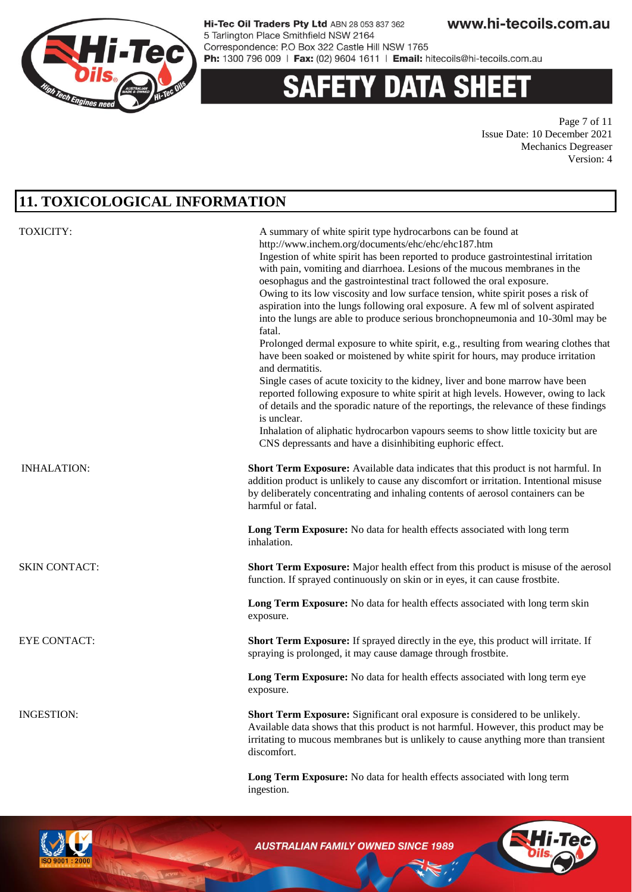## 11. TOXICOLOGICAL INFORMATION

**TOXICITY:**

A summary of white spirit type hydrocarbons can be found at http://www.inchem.org/documents/ehc/ehc/ehc187.htm

Ingestion of white spirit has been reported to produce gastrointestinal irritation with pain, vomiting and diarrhoea. Lesions of the mucous membranes in the oesophagus and the gastrointestinal tract followed the oral exposure.

Owing to its low viscosity and low surface tension, white spirit poses a risk of aspiration into the lungs following oral exposure. A few ml of solvent aspirated into the lungs are able to produce serious bronchopneumonia and 10-30ml may be fatal.

Prolonged dermal exposure to white spirit, e.g., resulting from wearing clothes that have been soaked or moistened by white spirit for hours, may produce irritation and dermatitis.

Single cases of acute toxicity to the kidney, liver and bone marrow have been reported following exposure to white spirit at high levels. However, owing to lack of details and the sporadic nature of the reportings, the relevance of these findings is unclear.

Inhalation of aliphatic hydrocarbon vapours seems to show little toxicity but are CNS depressants and have a disinhibiting euphoric effect.

**INHALATION:**

**Short Term Exposure:** Available data indicates that this product is not harmful. In addition product is unlikely to cause any discomfort or irritation. Intentional misuse by deliberately concentrating and inhaling contents of aerosol containers can be harmful or fatal.

**Long Term Exposure:** No data for health effects associated with long term inhalation.

**SKIN CONTACT:**

**Short Term Exposure:** Major health effect from this product is misuse of the aerosol function. If sprayed continuously on skin or in eyes, it can cause frostbite.

**Long Term Exposure:** No data for health effects associated with long term skin exposure.

**EYE CONTACT:**

**Short Term Exposure:** If sprayed directly in the eye, this product will irritate. If spraying is prolonged, it may cause damage through frostbite.

**Long Term Exposure:** No data for health effects associated with long term eye exposure.

**INGESTION:**

**Short Term Exposure:** Significant oral exposure is considered to be unlikely. Available data shows that this product is not harmful. However, this product may be irritating to mucous membranes but is unlikely to cause anything more than transient discomfort.

**Long Term Exposure:** No data for health effects associated with long term ingestion.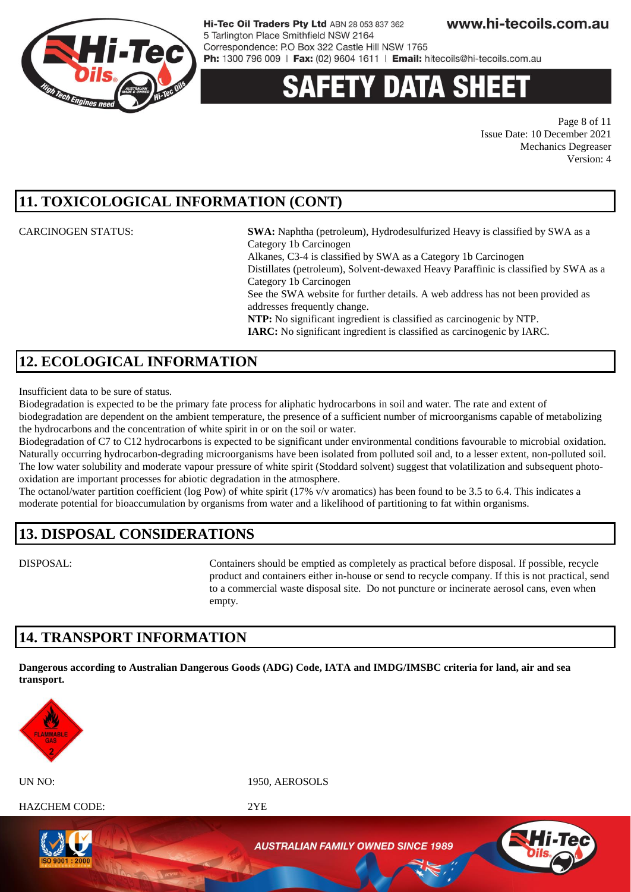## 11. TOXICOLOGICAL INFORMATION (CONT)

CARCINOGEN STATUS:

**SWA:** Naphtha (petroleum), Hydrodesulfurized Heavy is classified by SWA as a Category 1b Carcinogen
Alkanes, C3-4 is classified by SWA as a Category 1b Carcinogen
Distillates (petroleum), Solvent-dewaxed Heavy Paraffinic is classified by SWA as a Category 1b Carcinogen
See the SWA website for further details. A web address has not been provided as addresses frequently change.
**NTP:** No significant ingredient is classified as carcinogenic by NTP.
**IARC:** No significant ingredient is classified as carcinogenic by IARC.

## 12. ECOLOGICAL INFORMATION

Insufficient data to be sure of status.
Biodegradation is expected to be the primary fate process for aliphatic hydrocarbons in soil and water. The rate and extent of biodegradation are dependent on the ambient temperature, the presence of a sufficient number of microorganisms capable of metabolizing the hydrocarbons and the concentration of white spirit in or on the soil or water.
Biodegradation of C7 to C12 hydrocarbons is expected to be significant under environmental conditions favourable to microbial oxidation. Naturally occurring hydrocarbon-degrading microorganisms have been isolated from polluted soil and, to a lesser extent, non-polluted soil. The low water solubility and moderate vapour pressure of white spirit (Stoddard solvent) suggest that volatilization and subsequent photo-oxidation are important processes for abiotic degradation in the atmosphere.
The octanol/water partition coefficient (log Pow) of white spirit (17% v/v aromatics) has been found to be 3.5 to 6.4. This indicates a moderate potential for bioaccumulation by organisms from water and a likelihood of partitioning to fat within organisms.

## 13. DISPOSAL CONSIDERATIONS

DISPOSAL:

Containers should be emptied as completely as practical before disposal. If possible, recycle product and containers either in-house or send to recycle company. If this is not practical, send to a commercial waste disposal site. Do not puncture or incinerate aerosol cans, even when empty.

## 14. TRANSPORT INFORMATION

**Dangerous according to Australian Dangerous Goods (ADG) Code, IATA and IMDG/IMSBC criteria for land, air and sea transport.**

FLAMMABLE GAS 2

UN NO: 1950, AEROSOLS

HAZCHEM CODE: 2YE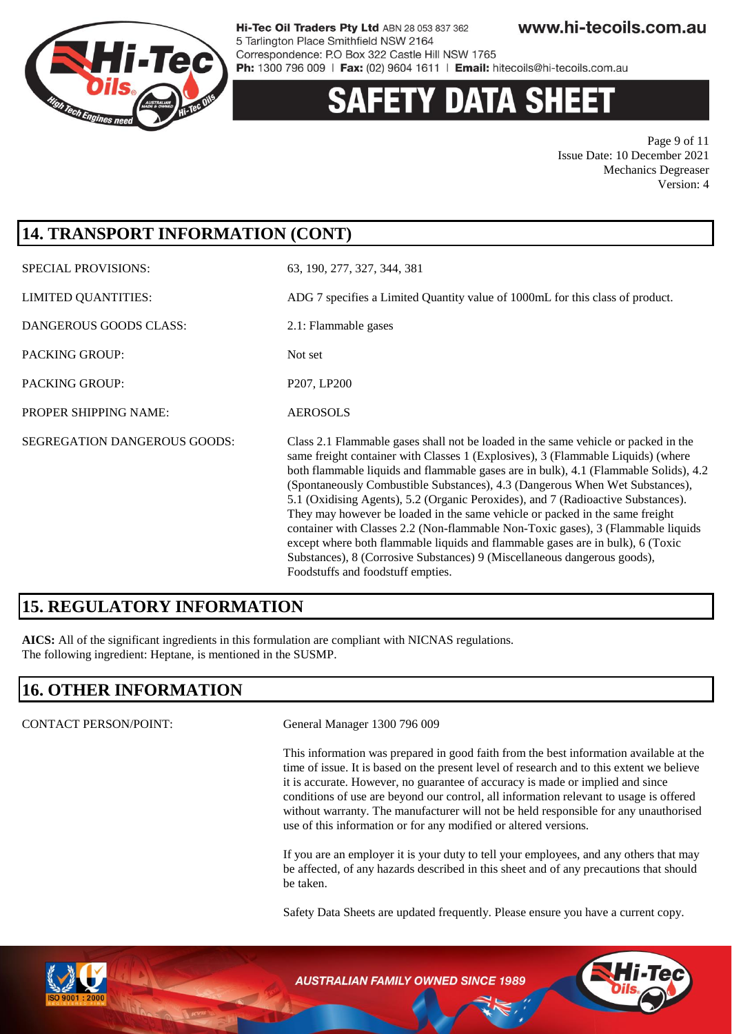## 14. TRANSPORT INFORMATION (CONT)

| | |
|---|---|
| SPECIAL PROVISIONS: | 63, 190, 277, 327, 344, 381 |
| LIMITED QUANTITIES: | ADG 7 specifies a Limited Quantity value of 1000mL for this class of product. |
| DANGEROUS GOODS CLASS: | 2.1: Flammable gases |
| PACKING GROUP: | Not set |
| PACKING GROUP: | P207, LP200 |
| PROPER SHIPPING NAME: | AEROSOLS |
| SEGREGATION DANGEROUS GOODS: | Class 2.1 Flammable gases shall not be loaded in the same vehicle or packed in the same freight container with Classes 1 (Explosives), 3 (Flammable Liquids) (where both flammable liquids and flammable gases are in bulk), 4.1 (Flammable Solids), 4.2 (Spontaneously Combustible Substances), 4.3 (Dangerous When Wet Substances), 5.1 (Oxidising Agents), 5.2 (Organic Peroxides), and 7 (Radioactive Substances). They may however be loaded in the same vehicle or packed in the same freight container with Classes 2.2 (Non-flammable Non-Toxic gases), 3 (Flammable liquids except where both flammable liquids and flammable gases are in bulk), 6 (Toxic Substances), 8 (Corrosive Substances) 9 (Miscellaneous dangerous goods), Foodstuffs and foodstuff empties. |

## 15. REGULATORY INFORMATION

**AICS:** All of the significant ingredients in this formulation are compliant with NICNAS regulations.
The following ingredient: Heptane, is mentioned in the SUSMP.

## 16. OTHER INFORMATION

CONTACT PERSON/POINT: General Manager 1300 796 009

This information was prepared in good faith from the best information available at the time of issue. It is based on the present level of research and to this extent we believe it is accurate. However, no guarantee of accuracy is made or implied and since conditions of use are beyond our control, all information relevant to usage is offered without warranty. The manufacturer will not be held responsible for any unauthorised use of this information or for any modified or altered versions.

If you are an employer it is your duty to tell your employees, and any others that may be affected, of any hazards described in this sheet and of any precautions that should be taken.

Safety Data Sheets are updated frequently. Please ensure you have a current copy.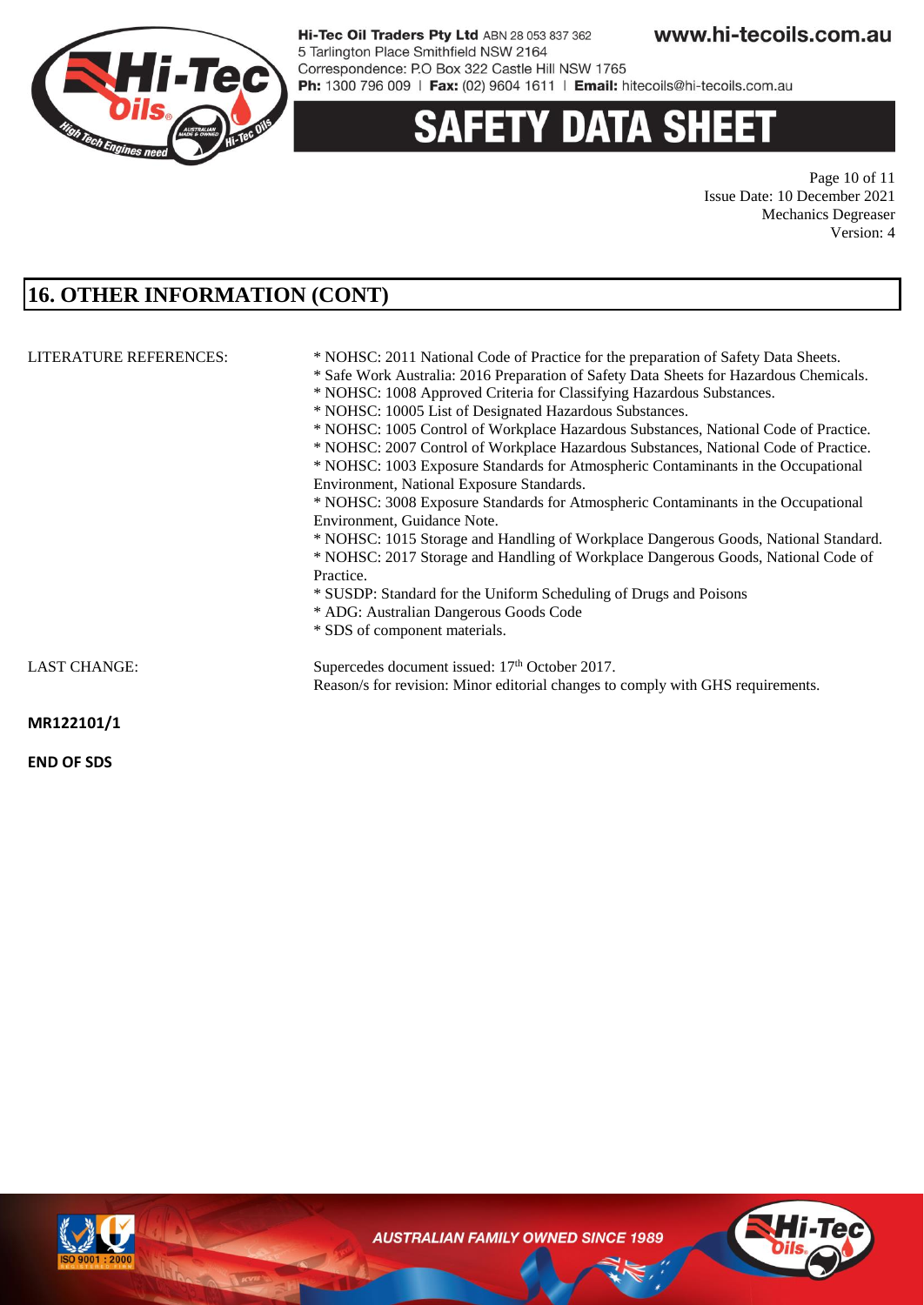## 16. OTHER INFORMATION (CONT)

LITERATURE REFERENCES:

* NOHSC: 2011 National Code of Practice for the preparation of Safety Data Sheets.
* Safe Work Australia: 2016 Preparation of Safety Data Sheets for Hazardous Chemicals.
* NOHSC: 1008 Approved Criteria for Classifying Hazardous Substances.
* NOHSC: 10005 List of Designated Hazardous Substances.
* NOHSC: 1005 Control of Workplace Hazardous Substances, National Code of Practice.
* NOHSC: 2007 Control of Workplace Hazardous Substances, National Code of Practice.
* NOHSC: 1003 Exposure Standards for Atmospheric Contaminants in the Occupational Environment, National Exposure Standards.
* NOHSC: 3008 Exposure Standards for Atmospheric Contaminants in the Occupational Environment, Guidance Note.
* NOHSC: 1015 Storage and Handling of Workplace Dangerous Goods, National Standard.
* NOHSC: 2017 Storage and Handling of Workplace Dangerous Goods, National Code of Practice.
* SUSDP: Standard for the Uniform Scheduling of Drugs and Poisons
* ADG: Australian Dangerous Goods Code
* SDS of component materials.

LAST CHANGE:

Supercedes document issued: 17th October 2017.
Reason/s for revision: Minor editorial changes to comply with GHS requirements.

**MR122101/1**

**END OF SDS**